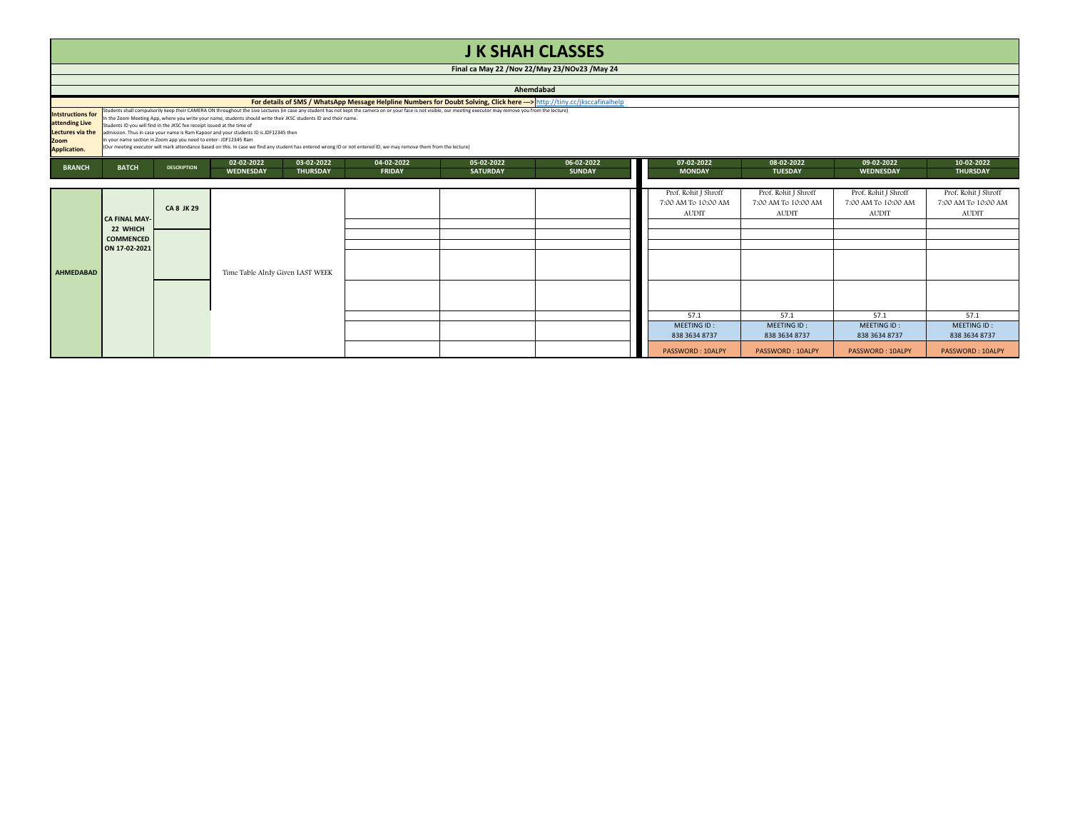# J K SHAH CLASSES

**Final ca May 22 /Nov 22/May 23/NOv23 /May 24**

**Ahemdabad**

**For details of SMS / WhatsApp Message Helpline Numbers for Doubt Solving, Click here --->** http://tiny.cc/jksccafinalhelp

**Intstructions for attending Live Lectures via the Zoom Application.**

Students shall compulsorily keep their CAMERA ON throughout the Live Lectures (in case any student has not kept the camera on or your face is not visible, our meeting executor may remove you from the lecture)
In the Zoom Meeting App, where you write your name, students should write their JKSC students ID and their name.
Students ID you will find in the JKSC fee receipt issued at the time of
admission. Thus in case your name is Ram Kapoor and your students ID is JDF12345 then
in your name section in Zoom app you need to enter- JDF12345 Ram
(Our meeting executor will mark attendance based on this. In case we find any student has entered wrong ID or not entered ID, we may remove them from the lecture)

| BRANCH | BATCH | DESCRIPTION | 02-02-2022 WEDNESDAY | 03-02-2022 THURSDAY | 04-02-2022 FRIDAY | 05-02-2022 SATURDAY | 06-02-2022 SUNDAY | 07-02-2022 MONDAY | 08-02-2022 TUESDAY | 09-02-2022 WEDNESDAY | 10-02-2022 THURSDAY |
|---|---|---|---|---|---|---|---|---|---|---|---|
| AHMEDABAD | CA FINAL MAY-22 WHICH COMMENCED ON 17-02-2021 | CA 8 JK 29 | Time Table Alrdy Given LAST WEEK | | | | | Prof. Rohit J Shroff 7:00 AM To 10:00 AM AUDIT | Prof. Rohit J Shroff 7:00 AM To 10:00 AM AUDIT | Prof. Rohit J Shroff 7:00 AM To 10:00 AM AUDIT | Prof. Rohit J Shroff 7:00 AM To 10:00 AM AUDIT |
| | | | | | | | | 57.1 | 57.1 | 57.1 | 57.1 |
| | | | | | | | | MEETING ID : 838 3634 8737 | MEETING ID : 838 3634 8737 | MEETING ID : 838 3634 8737 | MEETING ID : 838 3634 8737 |
| | | | | | | | | PASSWORD : 10ALPY | PASSWORD : 10ALPY | PASSWORD : 10ALPY | PASSWORD : 10ALPY |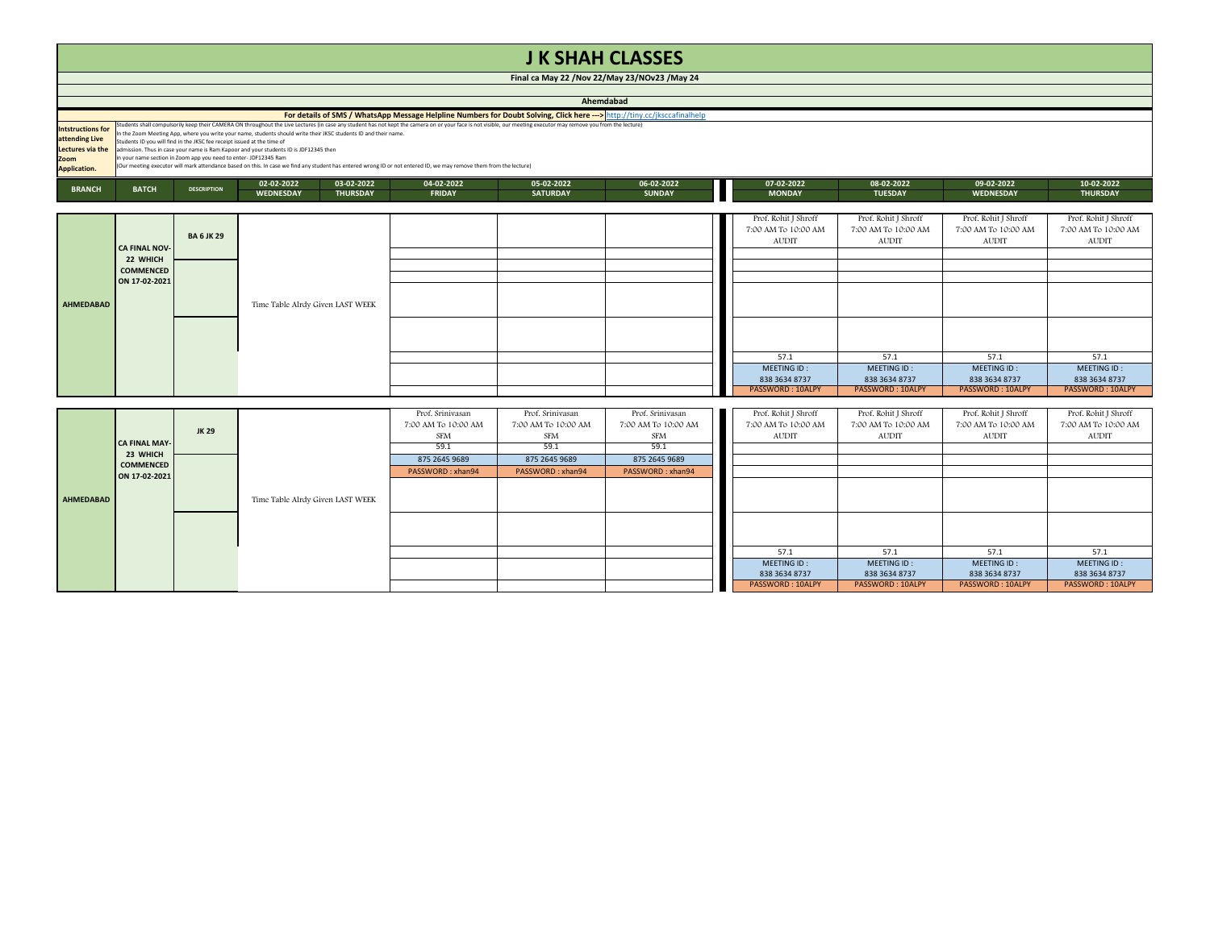# J K SHAH CLASSES

**Final ca May 22 /Nov 22/May 23/NOv23 /May 24**

**Ahemdabad**

**For details of SMS / WhatsApp Message Helpline Numbers for Doubt Solving, Click here ---> http://tiny.cc/jksccafinalhelp**

**Intstructions for attending Live Lectures via the Zoom Application.**

Students shall compulsorily keep their CAMERA ON throughout the Live Lectures (in case any student has not kept the camera on or your face is not visible, our meeting executor may remove you from the lecture)
In the Zoom Meeting App, where you write your name, students should write their JKSC students ID and their name.
Students ID you will find in the JKSC fee receipt issued at the time of admission. Thus in case your name is Ram Kapoor and your students ID is JDF12345 then in your name section in Zoom app you need to enter- JDF12345 Ram
(Our meeting executor will mark attendance based on this. In case we find any student has entered wrong ID or not entered ID, we may remove them from the lecture)

| BRANCH | BATCH | DESCRIPTION | 02-02-2022 WEDNESDAY | 03-02-2022 THURSDAY | 04-02-2022 FRIDAY | 05-02-2022 SATURDAY | 06-02-2022 SUNDAY | 07-02-2022 MONDAY | 08-02-2022 TUESDAY | 09-02-2022 WEDNESDAY | 10-02-2022 THURSDAY |
|---|---|---|---|---|---|---|---|---|---|---|---|
| AHMEDABAD | CA FINAL NOV-22 WHICH COMMENCED ON 17-02-2021 | BA 6 JK 29 | Time Table Alrdy Given LAST WEEK | | | | | Prof. Rohit J Shroff<br>7:00 AM To 10:00 AM<br>AUDIT<br>57.1<br>MEETING ID :<br>838 3634 8737<br>PASSWORD : 10ALPY | Prof. Rohit J Shroff<br>7:00 AM To 10:00 AM<br>AUDIT<br>57.1<br>MEETING ID :<br>838 3634 8737<br>PASSWORD : 10ALPY | Prof. Rohit J Shroff<br>7:00 AM To 10:00 AM<br>AUDIT<br>57.1<br>MEETING ID :<br>838 3634 8737<br>PASSWORD : 10ALPY | Prof. Rohit J Shroff<br>7:00 AM To 10:00 AM<br>AUDIT<br>57.1<br>MEETING ID :<br>838 3634 8737<br>PASSWORD : 10ALPY |
| AHMEDABAD | CA FINAL MAY-23 WHICH COMMENCED ON 17-02-2021 | JK 29 | Time Table Alrdy Given LAST WEEK | | Prof. Srinivasan<br>7:00 AM To 10:00 AM<br>SFM<br>59.1<br>875 2645 9689<br>PASSWORD : xhan94 | Prof. Srinivasan<br>7:00 AM To 10:00 AM<br>SFM<br>59.1<br>875 2645 9689<br>PASSWORD : xhan94 | Prof. Srinivasan<br>7:00 AM To 10:00 AM<br>SFM<br>59.1<br>875 2645 9689<br>PASSWORD : xhan94 | Prof. Rohit J Shroff<br>7:00 AM To 10:00 AM<br>AUDIT<br>57.1<br>MEETING ID :<br>838 3634 8737<br>PASSWORD : 10ALPY | Prof. Rohit J Shroff<br>7:00 AM To 10:00 AM<br>AUDIT<br>57.1<br>MEETING ID :<br>838 3634 8737<br>PASSWORD : 10ALPY | Prof. Rohit J Shroff<br>7:00 AM To 10:00 AM<br>AUDIT<br>57.1<br>MEETING ID :<br>838 3634 8737<br>PASSWORD : 10ALPY | Prof. Rohit J Shroff<br>7:00 AM To 10:00 AM<br>AUDIT<br>57.1<br>MEETING ID :<br>838 3634 8737<br>PASSWORD : 10ALPY |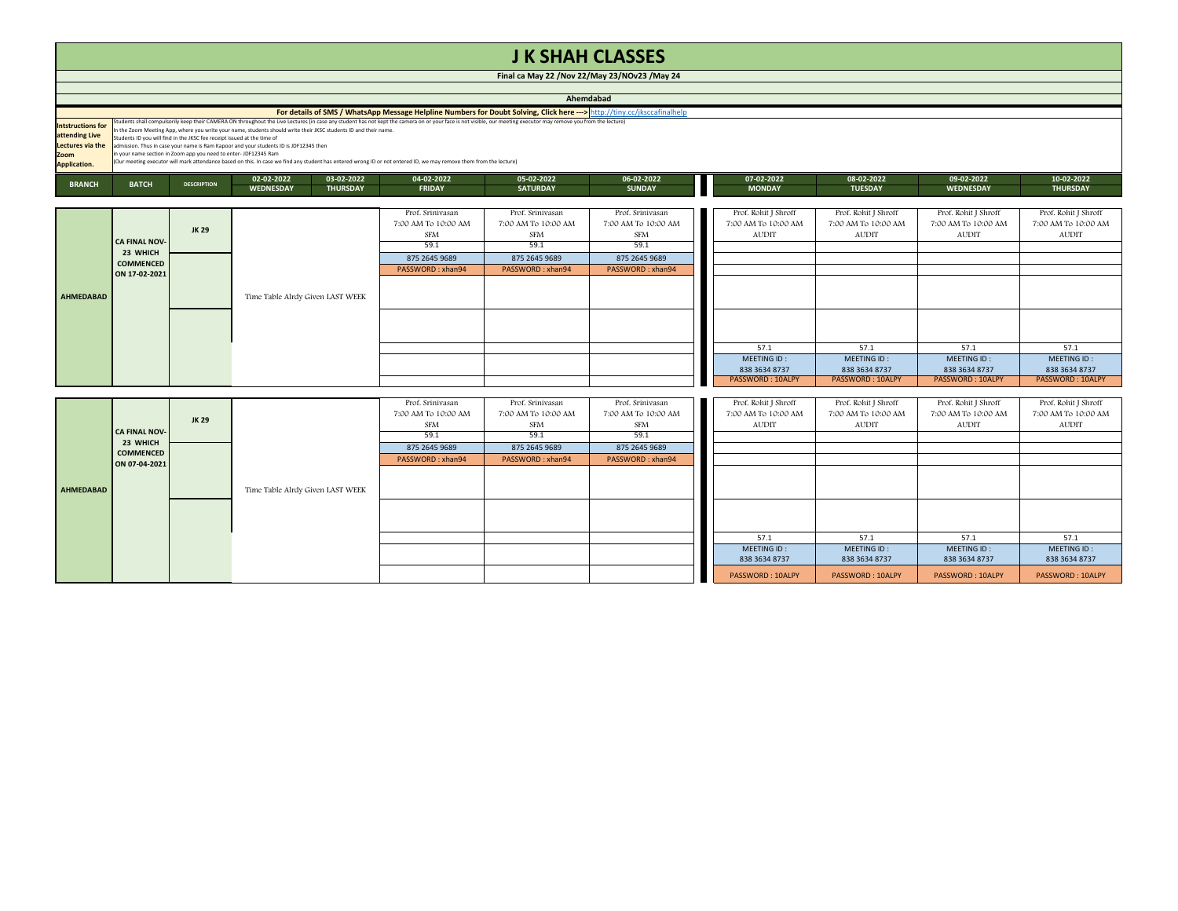# J K SHAH CLASSES

**Final ca May 22 /Nov 22/May 23/NOv23 /May 24**

**Ahemdabad**

**For details of SMS / WhatsApp Message Helpline Numbers for Doubt Solving, Click here ---> http://tiny.cc/jksccafinalhelp**

**Intstructions for attending Live Lectures via the Zoom Application.**

Students shall compulsorily keep their CAMERA ON throughout the Live Lectures (in case any student has not kept the camera on or your face is not visible, our meeting executor may remove you from the lecture)
In the Zoom Meeting App, where you write your name, students should write their JKSC students ID and their name.
Students ID you will find in the JKSC fee receipt issued at the time of admission. Thus in case your name is Ram Kapoor and your students ID is JDF12345 then in your name section in Zoom app you need to enter- JDF12345 Ram
(Our meeting executor will mark attendance based on this. In case we find any student has entered wrong ID or not entered ID, we may remove them from the lecture)

| BRANCH | BATCH | DESCRIPTION | 02-02-2022 WEDNESDAY | 03-02-2022 THURSDAY | 04-02-2022 FRIDAY | 05-02-2022 SATURDAY | 06-02-2022 SUNDAY | 07-02-2022 MONDAY | 08-02-2022 TUESDAY | 09-02-2022 WEDNESDAY | 10-02-2022 THURSDAY |
|---|---|---|---|---|---|---|---|---|---|---|---|
| AHMEDABAD | CA FINAL NOV-23 WHICH COMMENCED ON 17-02-2021 | JK 29 | Time Table Alrdy Given LAST WEEK | | Prof. Srinivasan 7:00 AM To 10:00 AM SFM | Prof. Srinivasan 7:00 AM To 10:00 AM SFM | Prof. Srinivasan 7:00 AM To 10:00 AM SFM | Prof. Rohit J Shroff 7:00 AM To 10:00 AM AUDIT | Prof. Rohit J Shroff 7:00 AM To 10:00 AM AUDIT | Prof. Rohit J Shroff 7:00 AM To 10:00 AM AUDIT | Prof. Rohit J Shroff 7:00 AM To 10:00 AM AUDIT |
| | | | | | 59.1 | 59.1 | 59.1 | | | | |
| | | | | | 875 2645 9689 | 875 2645 9689 | 875 2645 9689 | | | | |
| | | | | | PASSWORD : xhan94 | PASSWORD : xhan94 | PASSWORD : xhan94 | | | | |
| | | | | | | | | 57.1 | 57.1 | 57.1 | 57.1 |
| | | | | | | | | MEETING ID : 838 3634 8737 | MEETING ID : 838 3634 8737 | MEETING ID : 838 3634 8737 | MEETING ID : 838 3634 8737 |
| | | | | | | | | PASSWORD : 10ALPY | PASSWORD : 10ALPY | PASSWORD : 10ALPY | PASSWORD : 10ALPY |
| AHMEDABAD | CA FINAL NOV-23 WHICH COMMENCED ON 07-04-2021 | JK 29 | Time Table Alrdy Given LAST WEEK | | Prof. Srinivasan 7:00 AM To 10:00 AM SFM | Prof. Srinivasan 7:00 AM To 10:00 AM SFM | Prof. Srinivasan 7:00 AM To 10:00 AM SFM | Prof. Rohit J Shroff 7:00 AM To 10:00 AM AUDIT | Prof. Rohit J Shroff 7:00 AM To 10:00 AM AUDIT | Prof. Rohit J Shroff 7:00 AM To 10:00 AM AUDIT | Prof. Rohit J Shroff 7:00 AM To 10:00 AM AUDIT |
| | | | | | 59.1 | 59.1 | 59.1 | | | | |
| | | | | | 875 2645 9689 | 875 2645 9689 | 875 2645 9689 | | | | |
| | | | | | PASSWORD : xhan94 | PASSWORD : xhan94 | PASSWORD : xhan94 | | | | |
| | | | | | | | | 57.1 | 57.1 | 57.1 | 57.1 |
| | | | | | | | | MEETING ID : 838 3634 8737 | MEETING ID : 838 3634 8737 | MEETING ID : 838 3634 8737 | MEETING ID : 838 3634 8737 |
| | | | | | | | | PASSWORD : 10ALPY | PASSWORD : 10ALPY | PASSWORD : 10ALPY | PASSWORD : 10ALPY |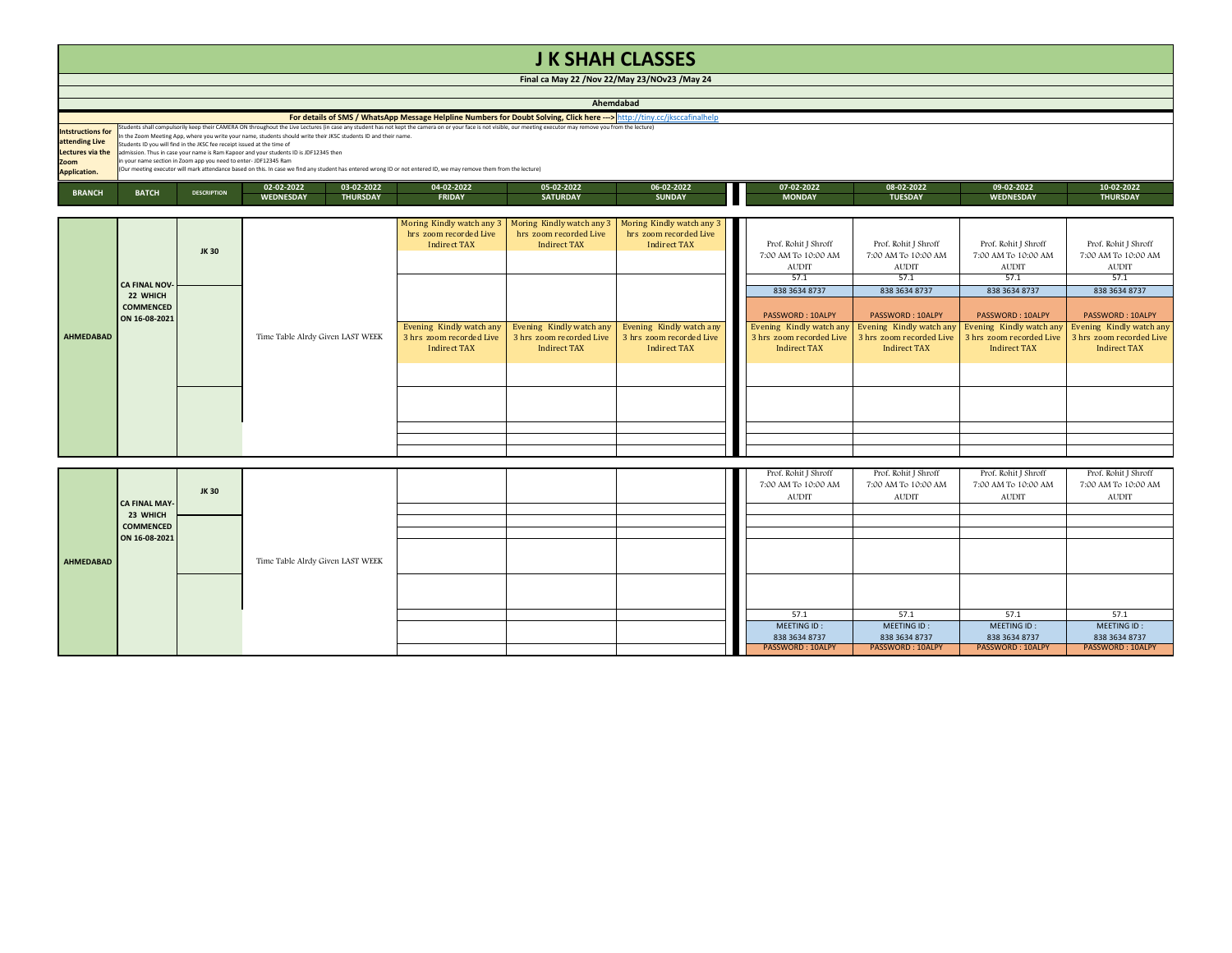# J K SHAH CLASSES

**Final ca May 22 /Nov 22/May 23/NOv23 /May 24**

**Ahemdabad**

**For details of SMS / WhatsApp Message Helpline Numbers for Doubt Solving, Click here ---> http://tiny.cc/jksccafinalhelp**

**Intstructions for attending Live Lectures via the Zoom Application.**

Students shall compulsorily keep their CAMERA ON throughout the Live Lectures (in case any student has not kept the camera on or your face is not visible, our meeting executor may remove you from the lecture)
In the Zoom Meeting App, where you write your name, students should write their JKSC students ID and their name.
Students ID you will find in the JKSC fee receipt issued at the time of admission. Thus in case your name is Ram Kapoor and your students ID is JDF12345 then in your name section in Zoom app you need to enter- JDF12345 Ram
(Our meeting executor will mark attendance based on this. In case we find any student has entered wrong ID or not entered ID, we may remove them from the lecture)

| BRANCH | BATCH | DESCRIPTION | 02-02-2022 WEDNESDAY | 03-02-2022 THURSDAY | 04-02-2022 FRIDAY | 05-02-2022 SATURDAY | 06-02-2022 SUNDAY | 07-02-2022 MONDAY | 08-02-2022 TUESDAY | 09-02-2022 WEDNESDAY | 10-02-2022 THURSDAY |
|---|---|---|---|---|---|---|---|---|---|---|---|
| AHMEDABAD | CA FINAL NOV-22 WHICH COMMENCED ON 16-08-2021 | JK 30 | Time Table Alrdy Given LAST WEEK | | Moring Kindly watch any 3 hrs zoom recorded Live Indirect TAX | Moring Kindly watch any 3 hrs zoom recorded Live Indirect TAX | Moring Kindly watch any 3 hrs zoom recorded Live Indirect TAX | Prof. Rohit J Shroff 7:00 AM To 10:00 AM AUDIT 57.1 838 3634 8737 PASSWORD : 10ALPY | Prof. Rohit J Shroff 7:00 AM To 10:00 AM AUDIT 57.1 838 3634 8737 PASSWORD : 10ALPY | Prof. Rohit J Shroff 7:00 AM To 10:00 AM AUDIT 57.1 838 3634 8737 PASSWORD : 10ALPY | Prof. Rohit J Shroff 7:00 AM To 10:00 AM AUDIT 57.1 838 3634 8737 PASSWORD : 10ALPY |
| | | | | | Evening Kindly watch any 3 hrs zoom recorded Live Indirect TAX | Evening Kindly watch any 3 hrs zoom recorded Live Indirect TAX | Evening Kindly watch any 3 hrs zoom recorded Live Indirect TAX | Evening Kindly watch any 3 hrs zoom recorded Live Indirect TAX | Evening Kindly watch any 3 hrs zoom recorded Live Indirect TAX | Evening Kindly watch any 3 hrs zoom recorded Live Indirect TAX | Evening Kindly watch any 3 hrs zoom recorded Live Indirect TAX |
| AHMEDABAD | CA FINAL MAY-23 WHICH COMMENCED ON 16-08-2021 | JK 30 | Time Table Alrdy Given LAST WEEK | | | | | Prof. Rohit J Shroff 7:00 AM To 10:00 AM AUDIT | Prof. Rohit J Shroff 7:00 AM To 10:00 AM AUDIT | Prof. Rohit J Shroff 7:00 AM To 10:00 AM AUDIT | Prof. Rohit J Shroff 7:00 AM To 10:00 AM AUDIT |
| | | | | | | | | 57.1 MEETING ID : 838 3634 8737 PASSWORD : 10ALPY | 57.1 MEETING ID : 838 3634 8737 PASSWORD : 10ALPY | 57.1 MEETING ID : 838 3634 8737 PASSWORD : 10ALPY | 57.1 MEETING ID : 838 3634 8737 PASSWORD : 10ALPY |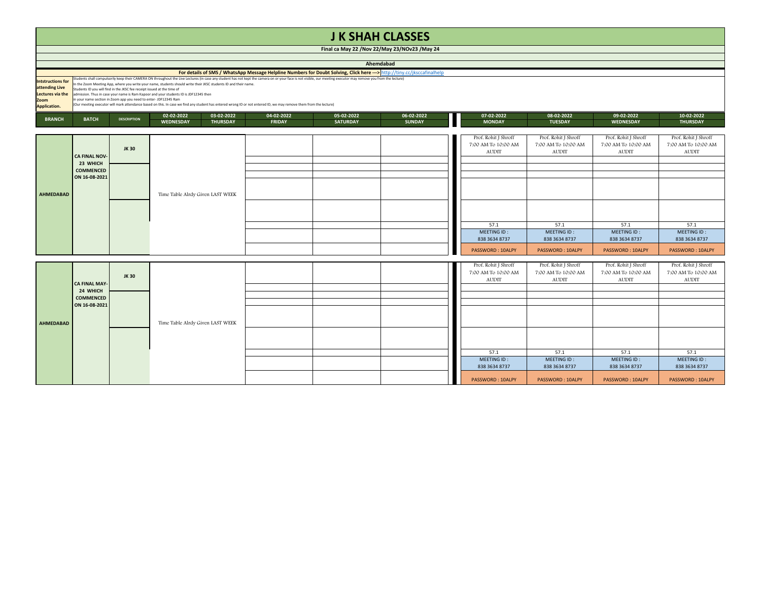# J K SHAH CLASSES

**Final ca May 22 /Nov 22/May 23/NOv23 /May 24**

**Ahemdabad**

**For details of SMS / WhatsApp Message Helpline Numbers for Doubt Solving, Click here ---> http://tiny.cc/jksccafinalhelp**

**Intstructions for attending Live Lectures via the Zoom Application.**

Students shall compulsorily keep their CAMERA ON throughout the Live Lectures (in case any student has not kept the camera on or your face is not visible, our meeting executor may remove you from the lecture)
In the Zoom Meeting App, where you write your name, students should write their JKSC students ID and their name.
Students ID you will find in the JKSC fee receipt issued at the time of admission. Thus in case your name is Ram Kapoor and your students ID is JDF12345 then in your name section in Zoom app you need to enter- JDF12345 Ram
(Our meeting executor will mark attendance based on this. In case we find any student has entered wrong ID or not entered ID, we may remove them from the lecture)

| BRANCH | BATCH | DESCRIPTION | 02-02-2022 WEDNESDAY | 03-02-2022 THURSDAY | 04-02-2022 FRIDAY | 05-02-2022 SATURDAY | 06-02-2022 SUNDAY | 07-02-2022 MONDAY | 08-02-2022 TUESDAY | 09-02-2022 WEDNESDAY | 10-02-2022 THURSDAY |
|---|---|---|---|---|---|---|---|---|---|---|---|
| AHMEDABAD | CA FINAL NOV-23 WHICH COMMENCED ON 16-08-2021 | JK 30 | Time Table Alrdy Given LAST WEEK | | | | | Prof. Rohit J Shroff 7:00 AM To 10:00 AM AUDIT | Prof. Rohit J Shroff 7:00 AM To 10:00 AM AUDIT | Prof. Rohit J Shroff 7:00 AM To 10:00 AM AUDIT | Prof. Rohit J Shroff 7:00 AM To 10:00 AM AUDIT |
| | | | | | | | | 57.1 | 57.1 | 57.1 | 57.1 |
| | | | | | | | | MEETING ID : 838 3634 8737 | MEETING ID : 838 3634 8737 | MEETING ID : 838 3634 8737 | MEETING ID : 838 3634 8737 |
| | | | | | | | | PASSWORD : 10ALPY | PASSWORD : 10ALPY | PASSWORD : 10ALPY | PASSWORD : 10ALPY |
| AHMEDABAD | CA FINAL MAY-24 WHICH COMMENCED ON 16-08-2021 | JK 30 | Time Table Alrdy Given LAST WEEK | | | | | Prof. Rohit J Shroff 7:00 AM To 10:00 AM AUDIT | Prof. Rohit J Shroff 7:00 AM To 10:00 AM AUDIT | Prof. Rohit J Shroff 7:00 AM To 10:00 AM AUDIT | Prof. Rohit J Shroff 7:00 AM To 10:00 AM AUDIT |
| | | | | | | | | 57.1 | 57.1 | 57.1 | 57.1 |
| | | | | | | | | MEETING ID : 838 3634 8737 | MEETING ID : 838 3634 8737 | MEETING ID : 838 3634 8737 | MEETING ID : 838 3634 8737 |
| | | | | | | | | PASSWORD : 10ALPY | PASSWORD : 10ALPY | PASSWORD : 10ALPY | PASSWORD : 10ALPY |